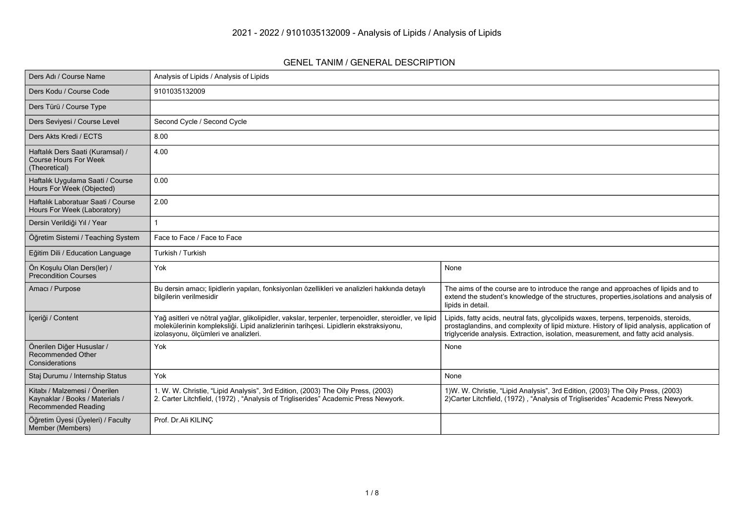# 2021 - 2022 / 9101035132009 - Analysis of Lipids / Analysis of Lipids

## GENEL TANIM / GENERAL DESCRIPTION

| | | |
|---|---|---|
| Ders Adı / Course Name | Analysis of Lipids / Analysis of Lipids | |
| Ders Kodu / Course Code | 9101035132009 | |
| Ders Türü / Course Type | | |
| Ders Seviyesi / Course Level | Second Cycle / Second Cycle | |
| Ders Akts Kredi / ECTS | 8.00 | |
| Haftalık Ders Saati (Kuramsal) / Course Hours For Week (Theoretical) | 4.00 | |
| Haftalık Uygulama Saati / Course Hours For Week (Objected) | 0.00 | |
| Haftalık Laboratuar Saati / Course Hours For Week (Laboratory) | 2.00 | |
| Dersin Verildiği Yıl / Year | 1 | |
| Öğretim Sistemi / Teaching System | Face to Face / Face to Face | |
| Eğitim Dili / Education Language | Turkish / Turkish | |
| Ön Koşulu Olan Ders(ler) / Precondition Courses | Yok | None |
| Amacı / Purpose | Bu dersin amacı; lipidlerin yapıları, fonksiyonları özellikleri ve analizleri hakkında detaylı bilgilerin verilmesidir | The aims of the course are to introduce the range and approaches of lipids and to extend the student's knowledge of the structures, properties,isolations and analysis of lipids in detail. |
| İçeriği / Content | Yağ asitleri ve nötral yağlar, glikolipidler, vakslar, terpenler, terpenoidler, steroidler, ve lipid moleküllerinin kompleksliği. Lipid analizlerinin tarihçesi. Lipidlerin ekstraksiyonu, izolasyonu, ölçümleri ve analizleri. | Lipids, fatty acids, neutral fats, glycolipids waxes, terpens, terpenoids, steroids, prostaglandins, and complexity of lipid mixture. History of lipid analysis, application of triglyceride analysis. Extraction, isolation, measurement, and fatty acid analysis. |
| Önerilen Diğer Hususlar / Recommended Other Considerations | Yok | None |
| Staj Durumu / Internship Status | Yok | None |
| Kitabı / Malzemesi / Önerilen Kaynaklar / Books / Materials / Recommended Reading | 1. W. W. Christie, "Lipid Analysis", 3rd Edition, (2003) The Oily Press, (2003)<br>2. Carter Litchfield, (1972) , "Analysis of Trigliserides" Academic Press Newyork. | 1)W. W. Christie, "Lipid Analysis", 3rd Edition, (2003) The Oily Press, (2003)<br>2)Carter Litchfield, (1972) , "Analysis of Trigliserides" Academic Press Newyork. |
| Öğretim Üyesi (Üyeleri) / Faculty Member (Members) | Prof. Dr.Ali KILINÇ | |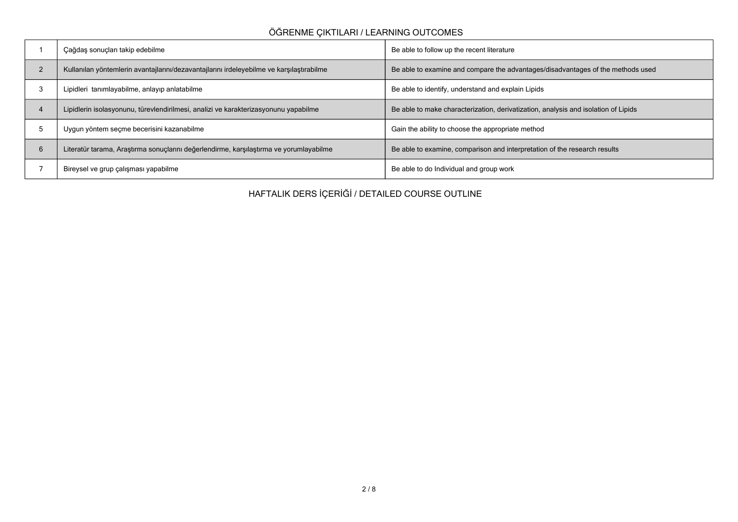## ÖĞRENME ÇIKTILARI / LEARNING OUTCOMES

| | | |
|---|---|---|
| 1 | Çağdaş sonuçları takip edebilme | Be able to follow up the recent literature |
| 2 | Kullanılan yöntemlerin avantajlarını/dezavantajlarını irdeleyebilme ve karşılaştırabilme | Be able to examine and compare the advantages/disadvantages of the methods used |
| 3 | Lipidleri  tanımlayabilme, anlayıp anlatabilme | Be able to identify, understand and explain Lipids |
| 4 | Lipidlerin isolasyonunu, türevlendirilmesi, analizi ve karakterizasyonunu yapabilme | Be able to make characterization, derivatization, analysis and isolation of Lipids |
| 5 | Uygun yöntem seçme becerisini kazanabilme | Gain the ability to choose the appropriate method |
| 6 | Literatür tarama, Araştırma sonuçlarını değerlendirme, karşılaştırma ve yorumlayabilme | Be able to examine, comparison and interpretation of the research results |
| 7 | Bireysel ve grup çalışması yapabilme | Be able to do Individual and group work |

## HAFTALIK DERS İÇERİĞİ / DETAILED COURSE OUTLINE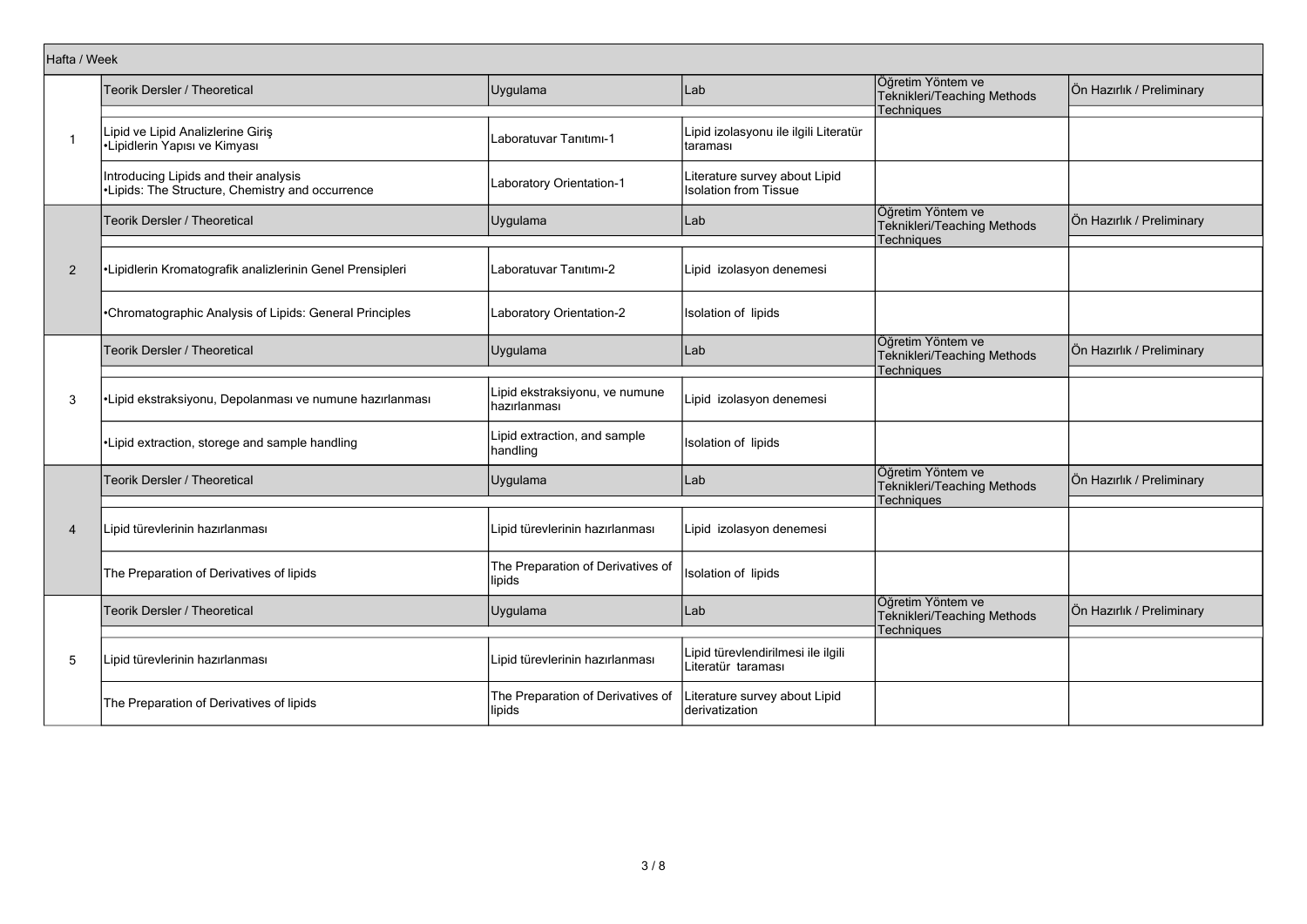| Hafta / Week | | | | | |
|---|---|---|---|---|---|
| | Teorik Dersler / Theoretical | Uygulama | Lab | Öğretim Yöntem ve Teknikleri/Teaching Methods Techniques | Ön Hazırlık / Preliminary |
| 1 | Lipid ve Lipid Analizlerine Giriş<br>•Lipidlerin Yapısı ve Kimyası | Laboratuvar Tanıtımı-1 | Lipid izolasyonu ile ilgili Literatür taraması | | |
| | Introducing Lipids and their analysis<br>•Lipids: The Structure, Chemistry and occurrence | Laboratory Orientation-1 | Literature survey about Lipid Isolation from Tissue | | |
| | Teorik Dersler / Theoretical | Uygulama | Lab | Öğretim Yöntem ve Teknikleri/Teaching Methods Techniques | Ön Hazırlık / Preliminary |
| 2 | •Lipidlerin Kromatografik analizlerinin Genel Prensipleri | Laboratuvar Tanıtımı-2 | Lipid izolasyon denemesi | | |
| | •Chromatographic Analysis of Lipids: General Principles | Laboratory Orientation-2 | Isolation of lipids | | |
| | Teorik Dersler / Theoretical | Uygulama | Lab | Öğretim Yöntem ve Teknikleri/Teaching Methods Techniques | Ön Hazırlık / Preliminary |
| 3 | •Lipid ekstraksiyonu, Depolanması ve numune hazırlanması | Lipid ekstraksiyonu, ve numune hazırlanması | Lipid izolasyon denemesi | | |
| | •Lipid extraction, storege and sample handling | Lipid extraction, and sample handling | Isolation of lipids | | |
| | Teorik Dersler / Theoretical | Uygulama | Lab | Öğretim Yöntem ve Teknikleri/Teaching Methods Techniques | Ön Hazırlık / Preliminary |
| 4 | Lipid türevlerinin hazırlanması | Lipid türevlerinin hazırlanması | Lipid izolasyon denemesi | | |
| | The Preparation of Derivatives of lipids | The Preparation of Derivatives of lipids | Isolation of lipids | | |
| | Teorik Dersler / Theoretical | Uygulama | Lab | Öğretim Yöntem ve Teknikleri/Teaching Methods Techniques | Ön Hazırlık / Preliminary |
| 5 | Lipid türevlerinin hazırlanması | Lipid türevlerinin hazırlanması | Lipid türevlendirilmesi ile ilgili Literatür taraması | | |
| | The Preparation of Derivatives of lipids | The Preparation of Derivatives of lipids | Literature survey about Lipid derivatization | | |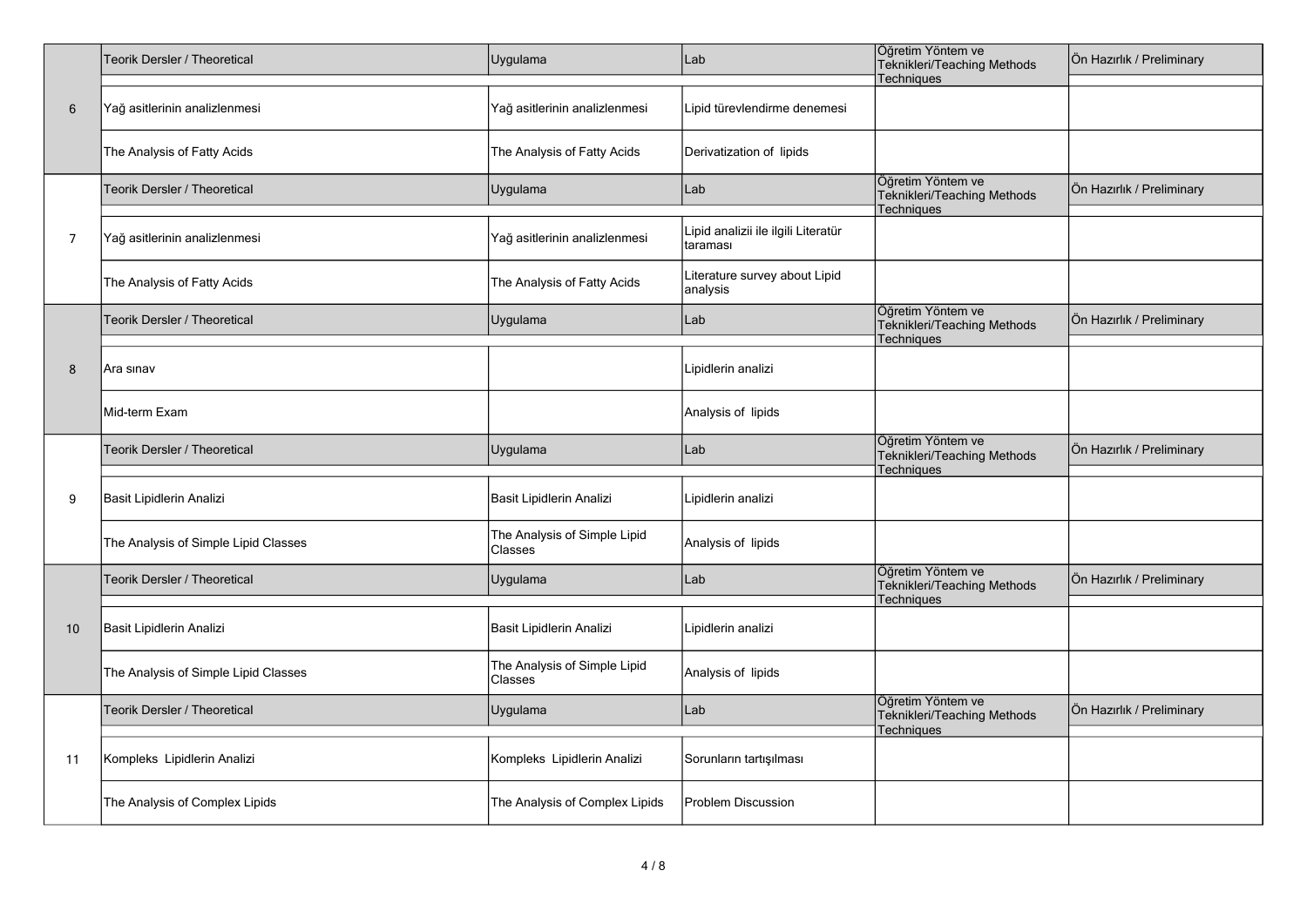| | Teorik Dersler / Theoretical | Uygulama | Lab | Öğretim Yöntem ve Teknikleri/Teaching Methods Techniques | Ön Hazırlık / Preliminary |
|---|---|---|---|---|---|
| 6 | Yağ asitlerinin analizlenmesi | Yağ asitlerinin analizlenmesi | Lipid türevlendirme denemesi | | |
| | The Analysis of Fatty Acids | The Analysis of Fatty Acids | Derivatization of lipids | | |
| | Teorik Dersler / Theoretical | Uygulama | Lab | Öğretim Yöntem ve Teknikleri/Teaching Methods Techniques | Ön Hazırlık / Preliminary |
| 7 | Yağ asitlerinin analizlenmesi | Yağ asitlerinin analizlenmesi | Lipid analizii ile ilgili Literatür taraması | | |
| | The Analysis of Fatty Acids | The Analysis of Fatty Acids | Literature survey about Lipid analysis | | |
| | Teorik Dersler / Theoretical | Uygulama | Lab | Öğretim Yöntem ve Teknikleri/Teaching Methods Techniques | Ön Hazırlık / Preliminary |
| 8 | Ara sınav | | Lipidlerin analizi | | |
| | Mid-term Exam | | Analysis of lipids | | |
| | Teorik Dersler / Theoretical | Uygulama | Lab | Öğretim Yöntem ve Teknikleri/Teaching Methods Techniques | Ön Hazırlık / Preliminary |
| 9 | Basit Lipidlerin Analizi | Basit Lipidlerin Analizi | Lipidlerin analizi | | |
| | The Analysis of Simple Lipid Classes | The Analysis of Simple Lipid Classes | Analysis of lipids | | |
| | Teorik Dersler / Theoretical | Uygulama | Lab | Öğretim Yöntem ve Teknikleri/Teaching Methods Techniques | Ön Hazırlık / Preliminary |
| 10 | Basit Lipidlerin Analizi | Basit Lipidlerin Analizi | Lipidlerin analizi | | |
| | The Analysis of Simple Lipid Classes | The Analysis of Simple Lipid Classes | Analysis of lipids | | |
| | Teorik Dersler / Theoretical | Uygulama | Lab | Öğretim Yöntem ve Teknikleri/Teaching Methods Techniques | Ön Hazırlık / Preliminary |
| 11 | Kompleks Lipidlerin Analizi | Kompleks Lipidlerin Analizi | Sorunların tartışılması | | |
| | The Analysis of Complex Lipids | The Analysis of Complex Lipids | Problem Discussion | | |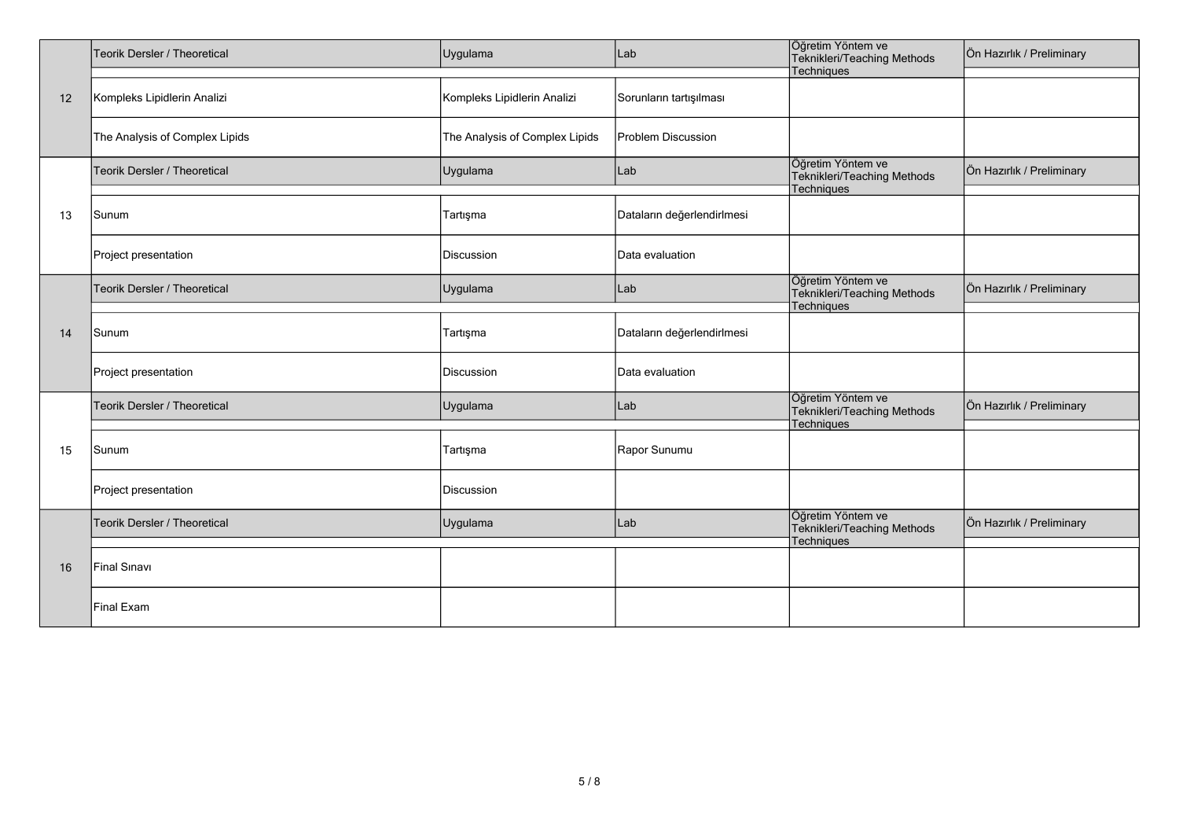| | Teorik Dersler / Theoretical | Uygulama | Lab | Öğretim Yöntem ve Teknikleri/Teaching Methods Techniques | Ön Hazırlık / Preliminary |
|---|---|---|---|---|---|
| 12 | Kompleks Lipidlerin Analizi | Kompleks Lipidlerin Analizi | Sorunların tartışılması | | |
| | The Analysis of Complex Lipids | The Analysis of Complex Lipids | Problem Discussion | | |

| | Teorik Dersler / Theoretical | Uygulama | Lab | Öğretim Yöntem ve Teknikleri/Teaching Methods Techniques | Ön Hazırlık / Preliminary |
|---|---|---|---|---|---|
| 13 | Sunum | Tartışma | Dataların değerlendirlmesi | | |
| | Project presentation | Discussion | Data evaluation | | |

| | Teorik Dersler / Theoretical | Uygulama | Lab | Öğretim Yöntem ve Teknikleri/Teaching Methods Techniques | Ön Hazırlık / Preliminary |
|---|---|---|---|---|---|
| 14 | Sunum | Tartışma | Dataların değerlendirlmesi | | |
| | Project presentation | Discussion | Data evaluation | | |

| | Teorik Dersler / Theoretical | Uygulama | Lab | Öğretim Yöntem ve Teknikleri/Teaching Methods Techniques | Ön Hazırlık / Preliminary |
|---|---|---|---|---|---|
| 15 | Sunum | Tartışma | Rapor Sunumu | | |
| | Project presentation | Discussion | | | |

| | Teorik Dersler / Theoretical | Uygulama | Lab | Öğretim Yöntem ve Teknikleri/Teaching Methods Techniques | Ön Hazırlık / Preliminary |
|---|---|---|---|---|---|
| 16 | Final Sınavı | | | | |
| | Final Exam | | | | |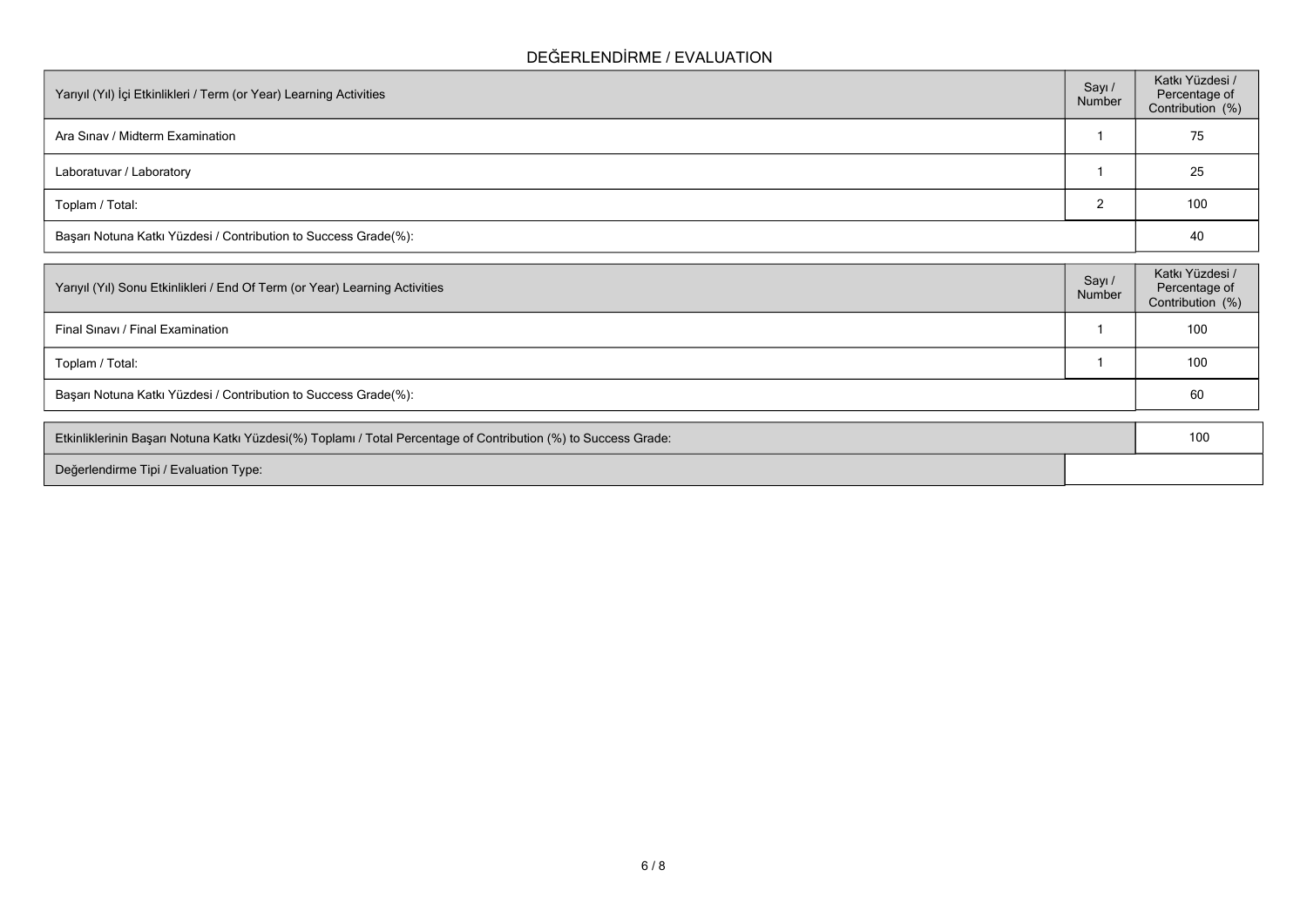## DEĞERLENDİRME / EVALUATION

| Yarıyıl (Yıl) İçi Etkinlikleri / Term (or Year) Learning Activities | Sayı / Number | Katkı Yüzdesi / Percentage of Contribution (%) |
|---|---|---|
| Ara Sınav / Midterm Examination | 1 | 75 |
| Laboratuvar / Laboratory | 1 | 25 |
| Toplam / Total: | 2 | 100 |
| Başarı Notuna Katkı Yüzdesi / Contribution to Success Grade(%): | | 40 |

| Yarıyıl (Yıl) Sonu Etkinlikleri / End Of Term (or Year) Learning Activities | Sayı / Number | Katkı Yüzdesi / Percentage of Contribution (%) |
|---|---|---|
| Final Sınavı / Final Examination | 1 | 100 |
| Toplam / Total: | 1 | 100 |
| Başarı Notuna Katkı Yüzdesi / Contribution to Success Grade(%): | | 60 |

| | |
|---|---|
| Etkinliklerinin Başarı Notuna Katkı Yüzdesi(%) Toplamı / Total Percentage of Contribution (%) to Success Grade: | 100 |
| Değerlendirme Tipi / Evaluation Type: | |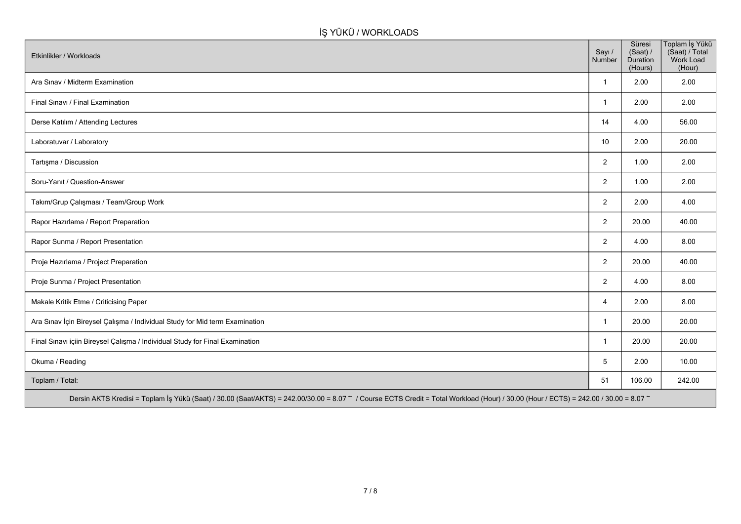## İŞ YÜKÜ / WORKLOADS

| Etkinlikler / Workloads | Sayı / Number | Süresi (Saat) / Duration (Hours) | Toplam İş Yükü (Saat) / Total Work Load (Hour) |
|---|---|---|---|
| Ara Sınav / Midterm Examination | 1 | 2.00 | 2.00 |
| Final Sınavı / Final Examination | 1 | 2.00 | 2.00 |
| Derse Katılım / Attending Lectures | 14 | 4.00 | 56.00 |
| Laboratuvar / Laboratory | 10 | 2.00 | 20.00 |
| Tartışma / Discussion | 2 | 1.00 | 2.00 |
| Soru-Yanıt / Question-Answer | 2 | 1.00 | 2.00 |
| Takım/Grup Çalışması / Team/Group Work | 2 | 2.00 | 4.00 |
| Rapor Hazırlama / Report Preparation | 2 | 20.00 | 40.00 |
| Rapor Sunma / Report Presentation | 2 | 4.00 | 8.00 |
| Proje Hazırlama / Project Preparation | 2 | 20.00 | 40.00 |
| Proje Sunma / Project Presentation | 2 | 4.00 | 8.00 |
| Makale Kritik Etme / Criticising Paper | 4 | 2.00 | 8.00 |
| Ara Sınav İçin Bireysel Çalışma / Individual Study for Mid term Examination | 1 | 20.00 | 20.00 |
| Final Sınavı içiin Bireysel Çalışma / Individual Study for Final Examination | 1 | 20.00 | 20.00 |
| Okuma / Reading | 5 | 2.00 | 10.00 |
| Toplam / Total: | 51 | 106.00 | 242.00 |

Dersin AKTS Kredisi = Toplam İş Yükü (Saat) / 30.00 (Saat/AKTS) = 242.00/30.00 = 8.07 ~ / Course ECTS Credit = Total Workload (Hour) / 30.00 (Hour / ECTS) = 242.00 / 30.00 = 8.07 ~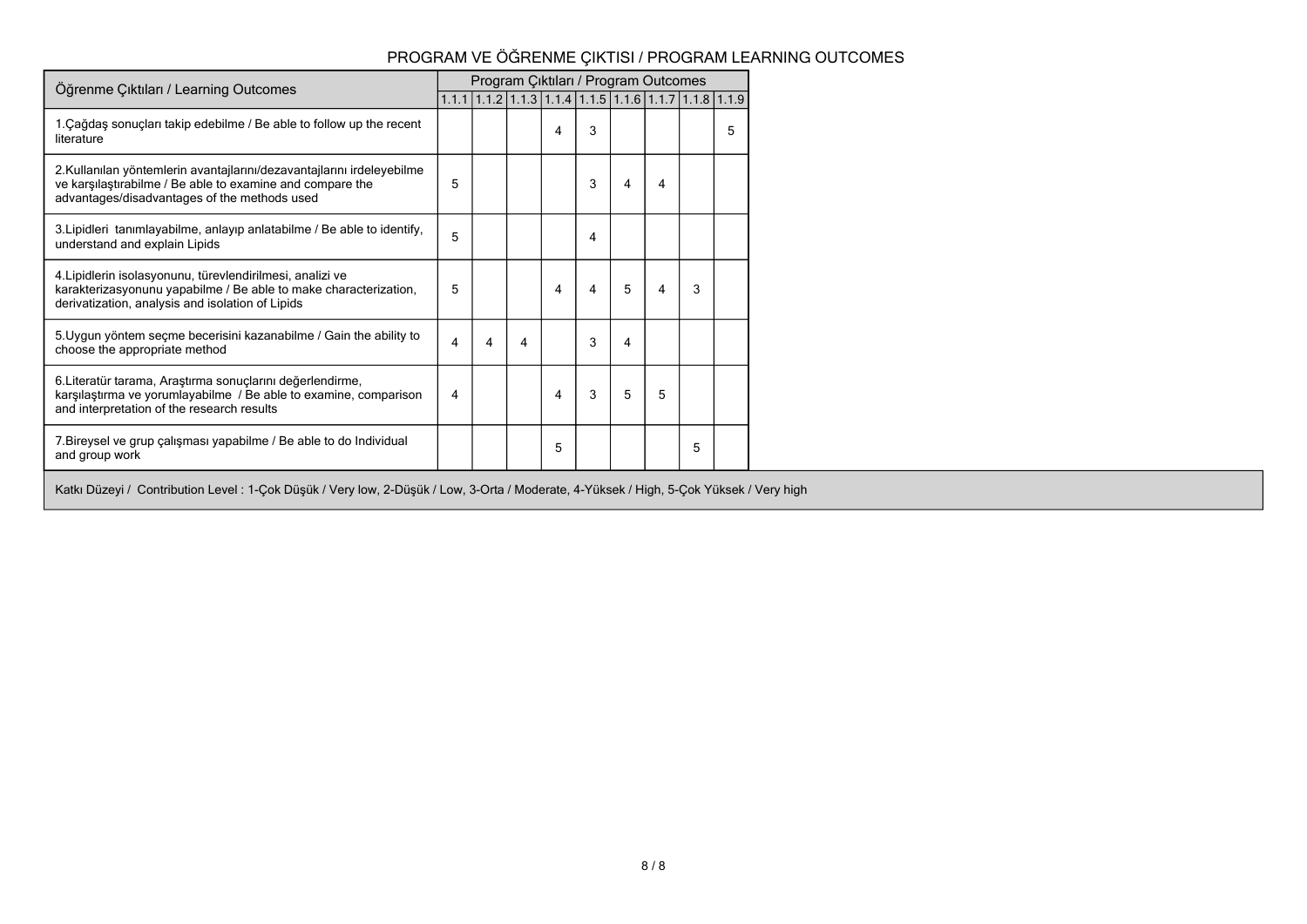## PROGRAM VE ÖĞRENME ÇIKTISI / PROGRAM LEARNING OUTCOMES

| Öğrenme Çıktıları / Learning Outcomes | Program Çıktıları / Program Outcomes | | | | | | | | |
|---|---|---|---|---|---|---|---|---|---|
| | 1.1.1 | 1.1.2 | 1.1.3 | 1.1.4 | 1.1.5 | 1.1.6 | 1.1.7 | 1.1.8 | 1.1.9 |
| 1.Çağdaş sonuçları takip edebilme / Be able to follow up the recent literature | | | | 4 | 3 | | | | 5 |
| 2.Kullanılan yöntemlerin avantajlarını/dezavantajlarını irdeleyebilme ve karşılaştırabilme / Be able to examine and compare the advantages/disadvantages of the methods used | 5 | | | | 3 | 4 | 4 | | |
| 3.Lipidleri tanımlayabilme, anlayıp anlatabilme / Be able to identify, understand and explain Lipids | 5 | | | | 4 | | | | |
| 4.Lipidlerin isolasyonunu, türevlendirilmesi, analizi ve karakterizasyonunu yapabilme / Be able to make characterization, derivatization, analysis and isolation of Lipids | 5 | | | 4 | 4 | 5 | 4 | 3 | |
| 5.Uygun yöntem seçme becerisini kazanabilme / Gain the ability to choose the appropriate method | 4 | 4 | 4 | | 3 | 4 | | | |
| 6.Literatür tarama, Araştırma sonuçlarını değerlendirme, karşılaştırma ve yorumlayabilme / Be able to examine, comparison and interpretation of the research results | 4 | | | 4 | 3 | 5 | 5 | | |
| 7.Bireysel ve grup çalışması yapabilme / Be able to do Individual and group work | | | | 5 | | | | 5 | |

Katkı Düzeyi / Contribution Level : 1-Çok Düşük / Very low, 2-Düşük / Low, 3-Orta / Moderate, 4-Yüksek / High, 5-Çok Yüksek / Very high